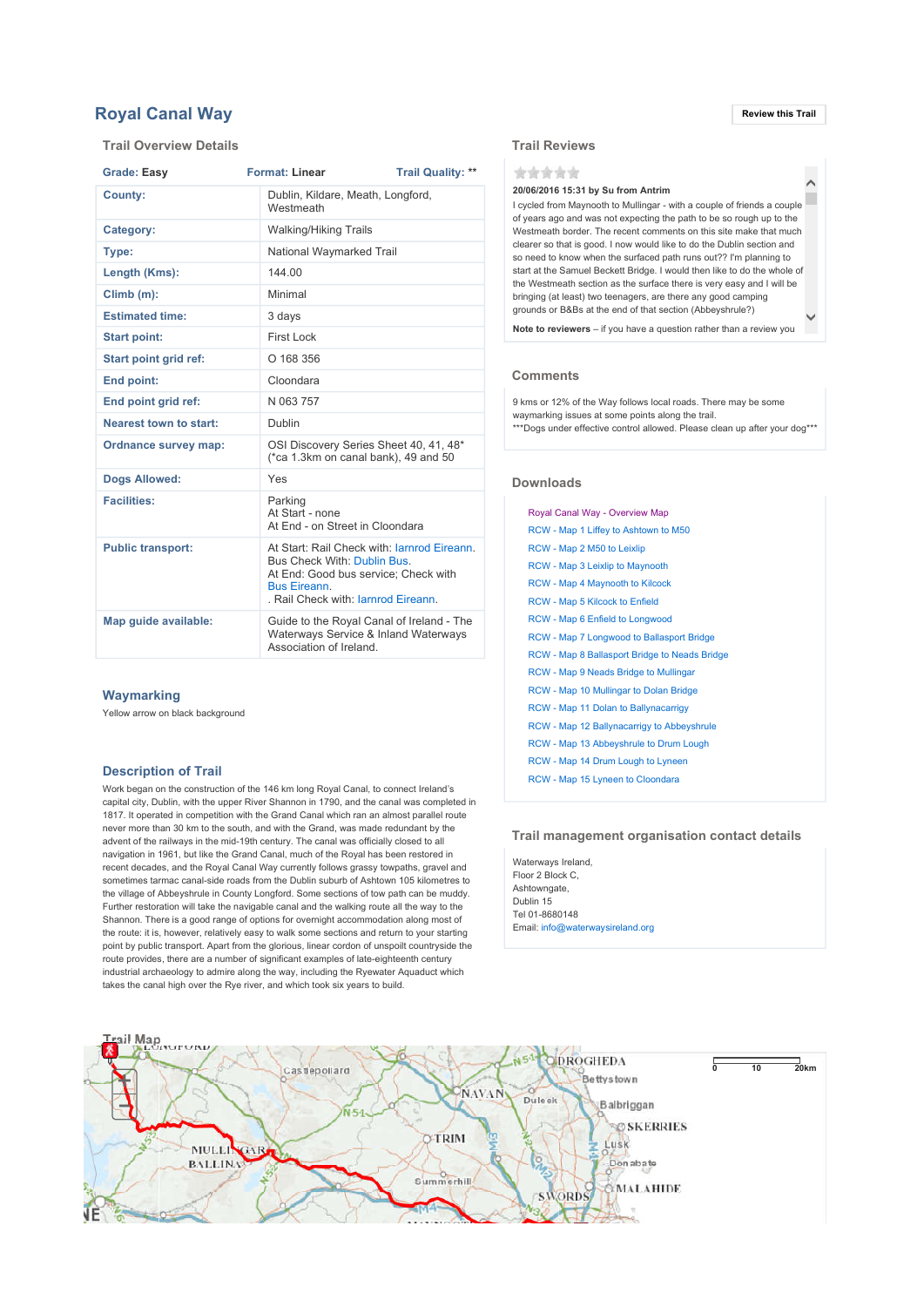# Royal Canal Way

Review this Trail

## Trail Overview Details

**Grade:** Easy **Format:** Linear **Trail Quality:** **

| | |
|---|---|
| **County:** | Dublin, Kildare, Meath, Longford, Westmeath |
| **Category:** | Walking/Hiking Trails |
| **Type:** | National Waymarked Trail |
| **Length (Kms):** | 144.00 |
| **Climb (m):** | Minimal |
| **Estimated time:** | 3 days |
| **Start point:** | First Lock |
| **Start point grid ref:** | O 168 356 |
| **End point:** | Cloondara |
| **End point grid ref:** | N 063 757 |
| **Nearest town to start:** | Dublin |
| **Ordnance survey map:** | OSI Discovery Series Sheet 40, 41, 48* (*ca 1.3km on canal bank), 49 and 50 |
| **Dogs Allowed:** | Yes |
| **Facilities:** | Parking<br>At Start - none<br>At End - on Street in Cloondara |
| **Public transport:** | At Start: Rail Check with: Iarnrod Eireann.<br>Bus Check With: Dublin Bus.<br>At End: Good bus service; Check with Bus Eireann.<br>. Rail Check with: Iarnrod Eireann. |
| **Map guide available:** | Guide to the Royal Canal of Ireland - The Waterways Service & Inland Waterways Association of Ireland. |

## Waymarking

Yellow arrow on black background

## Description of Trail

Work began on the construction of the 146 km long Royal Canal, to connect Ireland's capital city, Dublin, with the upper River Shannon in 1790, and the canal was completed in 1817. It operated in competition with the Grand Canal which ran an almost parallel route never more than 30 km to the south, and with the Grand, was made redundant by the advent of the railways in the mid-19th century. The canal was officially closed to all navigation in 1961, but like the Grand Canal, much of the Royal has been restored in recent decades, and the Royal Canal Way currently follows grassy towpaths, gravel and sometimes tarmac canal-side roads from the Dublin suburb of Ashtown 105 kilometres to the village of Abbeyshrule in County Longford. Some sections of tow path can be muddy. Further restoration will take the navigable canal and the walking route all the way to the Shannon. There is a good range of options for overnight accommodation along most of the route: it is, however, relatively easy to walk some sections and return to your starting point by public transport. Apart from the glorious, linear cordon of unspoilt countryside the route provides, there are a number of significant examples of late-eighteenth century industrial archaeology to admire along the way, including the Ryewater Aquaduct which takes the canal high over the Rye river, and which took six years to build.

## Trail Reviews

**20/06/2016 15:31 by Su from Antrim**

I cycled from Maynooth to Mullingar - with a couple of friends a couple of years ago and was not expecting the path to be so rough up to the Westmeath border. The recent comments on this site make that much clearer so that is good. I now would like to do the Dublin section and so need to know when the surfaced path runs out?? I'm planning to start at the Samuel Beckett Bridge. I would then like to do the whole of the Westmeath section as the surface there is very easy and I will be bringing (at least) two teenagers, are there any good camping grounds or B&Bs at the end of that section (Abbeyshrule?)

**Note to reviewers** – if you have a question rather than a review you

## Comments

9 kms or 12% of the Way follows local roads. There may be some waymarking issues at some points along the trail.
***Dogs under effective control allowed. Please clean up after your dog***

## Downloads

- Royal Canal Way - Overview Map
- RCW - Map 1 Liffey to Ashtown to M50
- RCW - Map 2 M50 to Leixlip
- RCW - Map 3 Leixlip to Maynooth
- RCW - Map 4 Maynooth to Kilcock
- RCW - Map 5 Kilcock to Enfield
- RCW - Map 6 Enfield to Longwood
- RCW - Map 7 Longwood to Ballasport Bridge
- RCW - Map 8 Ballasport Bridge to Neads Bridge
- RCW - Map 9 Neads Bridge to Mullingar
- RCW - Map 10 Mullingar to Dolan Bridge
- RCW - Map 11 Dolan to Ballynacarrigy
- RCW - Map 12 Ballynacarrigy to Abbeyshrule
- RCW - Map 13 Abbeyshrule to Drum Lough
- RCW - Map 14 Drum Lough to Lyneen
- RCW - Map 15 Lyneen to Cloondara

## Trail management organisation contact details

Waterways Ireland,
Floor 2 Block C,
Ashtowngate,
Dublin 15
Tel 01-8680148
Email: info@waterwaysireland.org

## Trail Map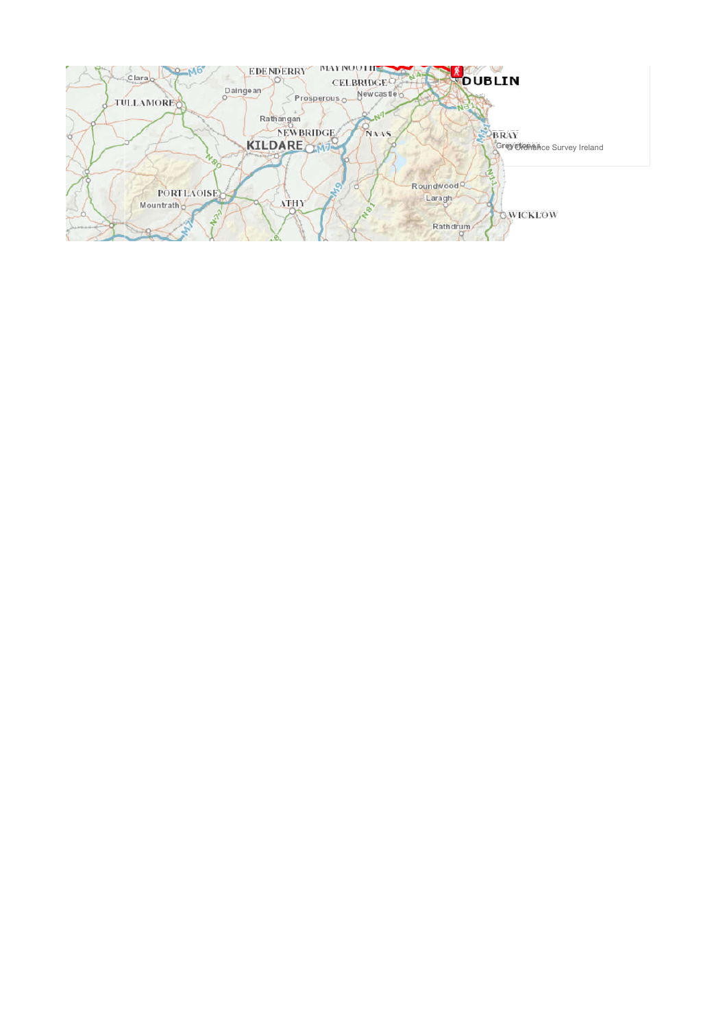EDENDERRY
MAYNOOTH
Clara
Daingean
CELBRIDGE
Newcastle
DUBLIN
TULLAMORE
Prosperous
Rathangan
NEWBRIDGE
NAAS
KILDARE
BRAY
Greystones
© Ordnance Survey Ireland
PORTLAOISE
Mountrath
ATHY
Roundwood
Laragh
WICKLOW
Rathdrum